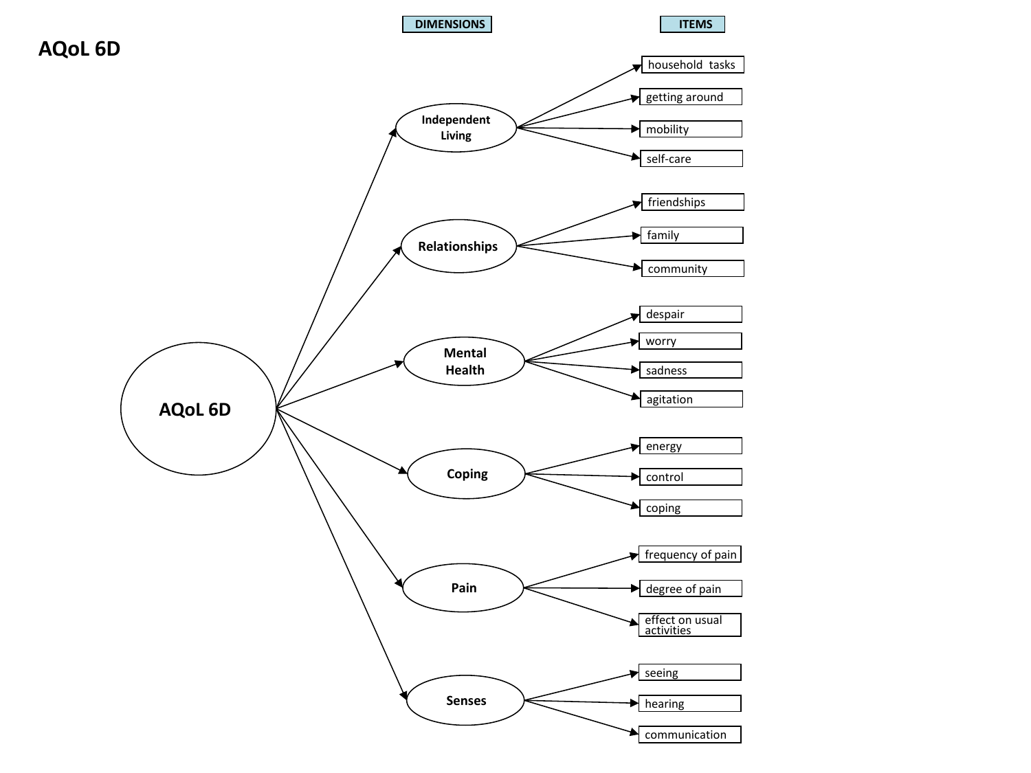# AQoL 6D

| DIMENSIONS | ITEMS |
| --- | --- |
| Independent Living | household tasks |
| | getting around |
| | mobility |
| | self-care |
| Relationships | friendships |
| | family |
| | community |
| Mental Health | despair |
| | worry |
| | sadness |
| | agitation |
| Coping | energy |
| | control |
| | coping |
| Pain | frequency of pain |
| | degree of pain |
| | effect on usual activities |
| Senses | seeing |
| | hearing |
| | communication |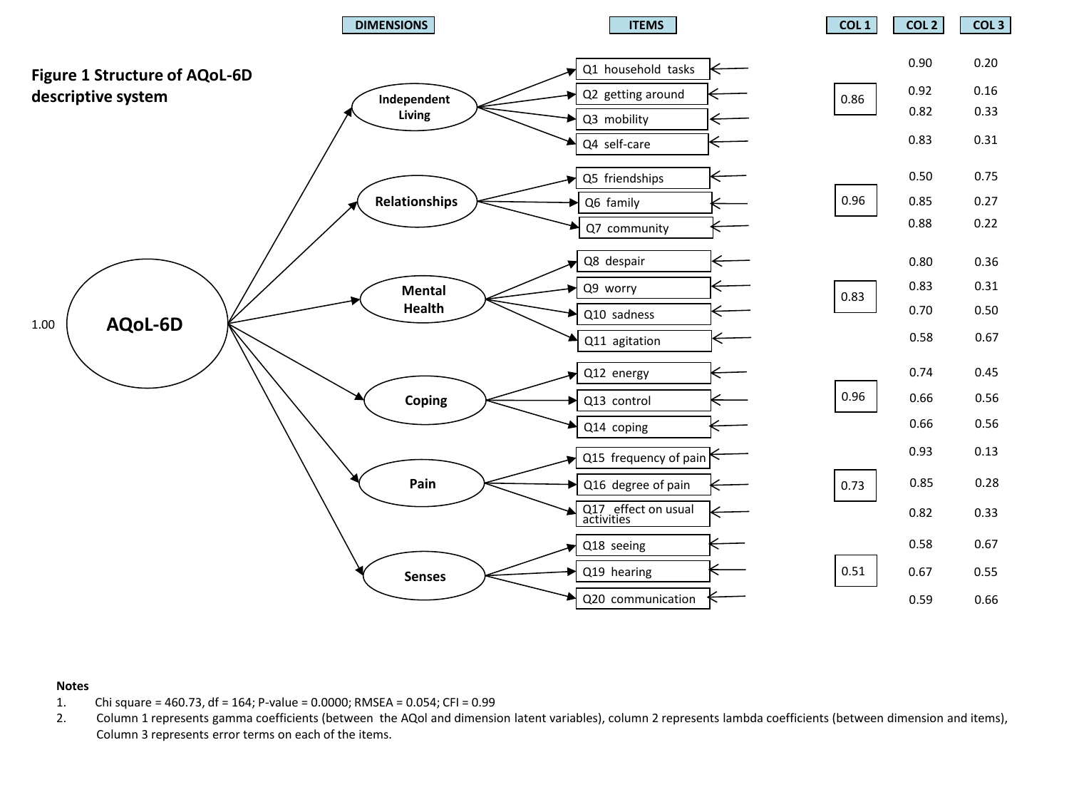**Figure 1 Structure of AQoL-6D descriptive system**

DIMENSIONS

ITEMS

COL 1

COL 2

COL 3

1.00

AQoL-6D

Independent Living

Relationships

Mental Health

Coping

Pain

Senses

Q1 household tasks

Q2 getting around

Q3 mobility

Q4 self-care

Q5 friendships

Q6 family

Q7 community

Q8 despair

Q9 worry

Q10 sadness

Q11 agitation

Q12 energy

Q13 control

Q14 coping

Q15 frequency of pain

Q16 degree of pain

Q17 effect on usual activities

Q18 seeing

Q19 hearing

Q20 communication

0.86

0.96

0.83

0.96

0.73

0.51

0.90 0.20

0.92 0.16

0.82 0.33

0.83 0.31

0.50 0.75

0.85 0.27

0.88 0.22

0.80 0.36

0.83 0.31

0.70 0.50

0.58 0.67

0.74 0.45

0.66 0.56

0.66 0.56

0.93 0.13

0.85 0.28

0.82 0.33

0.58 0.67

0.67 0.55

0.59 0.66

**Notes**

1. Chi square = 460.73, df = 164; P-value = 0.0000; RMSEA = 0.054; CFI = 0.99
2. Column 1 represents gamma coefficients (between the AQol and dimension latent variables), column 2 represents lambda coefficients (between dimension and items), Column 3 represents error terms on each of the items.